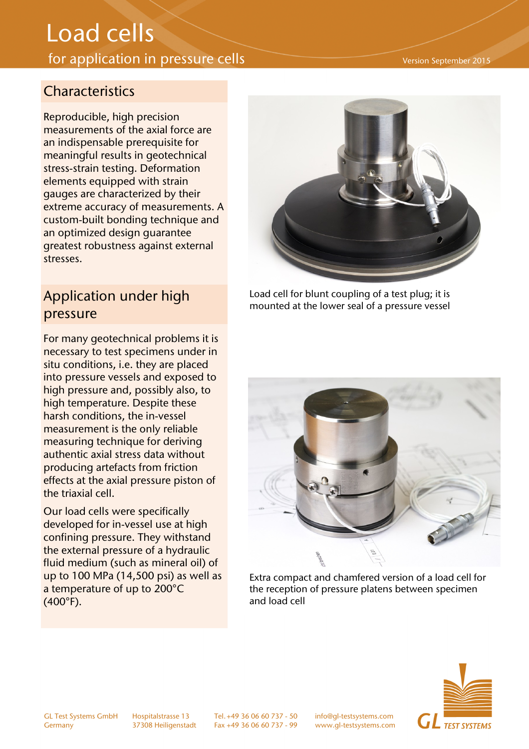# Load cells

for application in pressure cells

Version September 2015

## Characteristics

Reproducible, high precision measurements of the axial force are an indispensable prerequisite for meaningful results in geotechnical stress-strain testing. Deformation elements equipped with strain gauges are characterized by their extreme accuracy of measurements. A custom-built bonding technique and an optimized design guarantee greatest robustness against external stresses.

## Application under high pressure

For many geotechnical problems it is necessary to test specimens under in situ conditions, i.e. they are placed into pressure vessels and exposed to high pressure and, possibly also, to high temperature. Despite these harsh conditions, the in-vessel measurement is the only reliable measuring technique for deriving authentic axial stress data without producing artefacts from friction effects at the axial pressure piston of the triaxial cell.

Our load cells were specifically developed for in-vessel use at high confining pressure. They withstand the external pressure of a hydraulic fluid medium (such as mineral oil) of up to 100 MPa (14,500 psi) as well as a temperature of up to 200°C (400°F).

Load cell for blunt coupling of a test plug; it is mounted at the lower seal of a pressure vessel

Extra compact and chamfered version of a load cell for the reception of pressure platens between specimen and load cell

GL Test Systems GmbH
Germany

Hospitalstrasse 13
37308 Heiligenstadt

Tel. +49 36 06 60 737 - 50
Fax +49 36 06 60 737 - 99

info@gl-testsystems.com
www.gl-testsystems.com

GL TEST SYSTEMS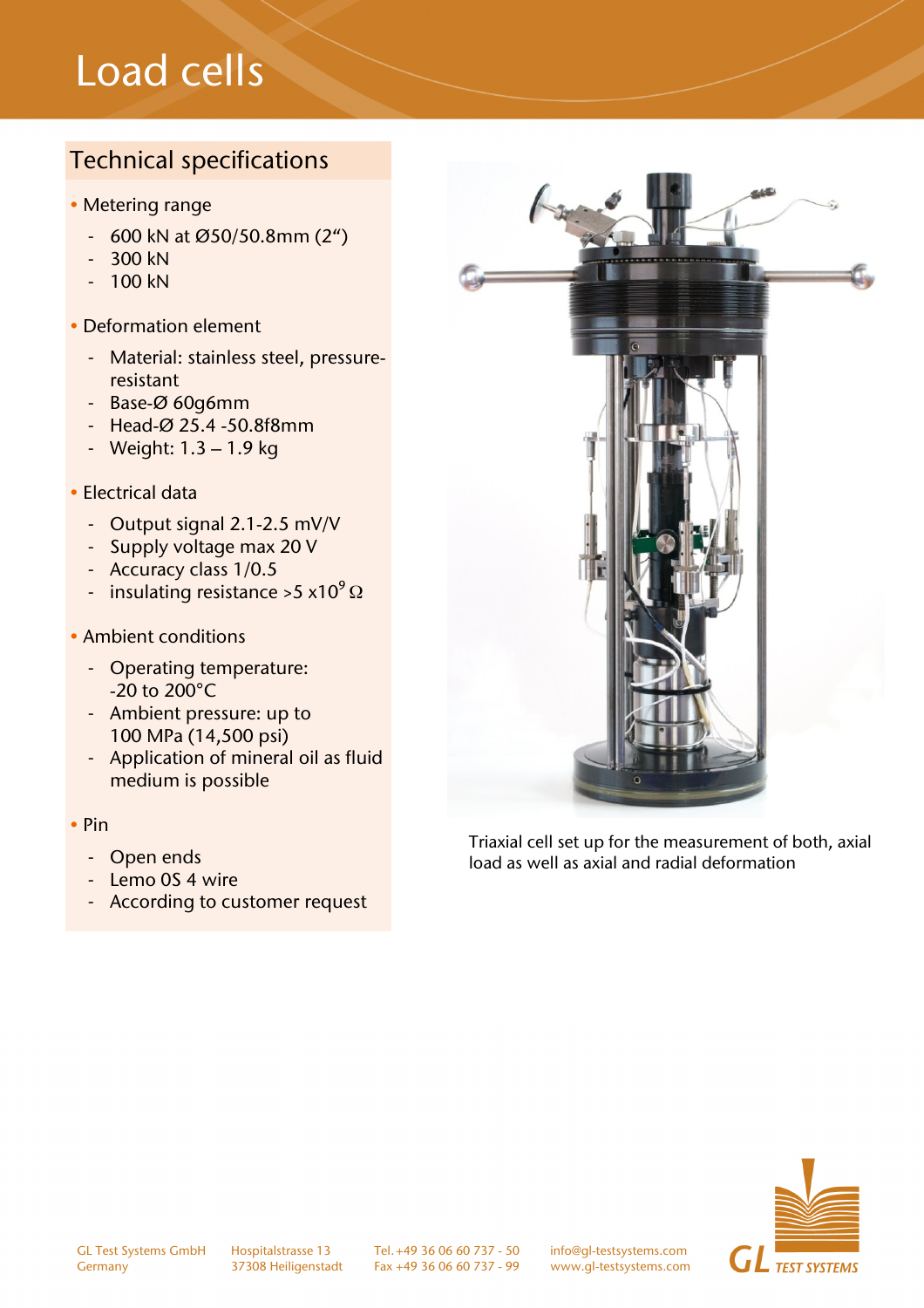# Load cells

## Technical specifications

- Metering range
  - 600 kN at Ø50/50.8mm (2“)
  - 300 kN
  - 100 kN

- Deformation element
  - Material: stainless steel, pressure-resistant
  - Base-Ø 60g6mm
  - Head-Ø 25.4 -50.8f8mm
  - Weight: 1.3 – 1.9 kg

- Electrical data
  - Output signal 2.1-2.5 mV/V
  - Supply voltage max 20 V
  - Accuracy class 1/0.5
  - insulating resistance >5 x$10^9$ Ω

- Ambient conditions
  - Operating temperature: -20 to 200°C
  - Ambient pressure: up to 100 MPa (14,500 psi)
  - Application of mineral oil as fluid medium is possible

- Pin
  - Open ends
  - Lemo 0S 4 wire
  - According to customer request

Triaxial cell set up for the measurement of both, axial load as well as axial and radial deformation

GL Test Systems GmbH
Germany

Hospitalstrasse 13
37308 Heiligenstadt

Tel. +49 36 06 60 737 - 50
Fax +49 36 06 60 737 - 99

info@gl-testsystems.com
www.gl-testsystems.com

GL TEST SYSTEMS